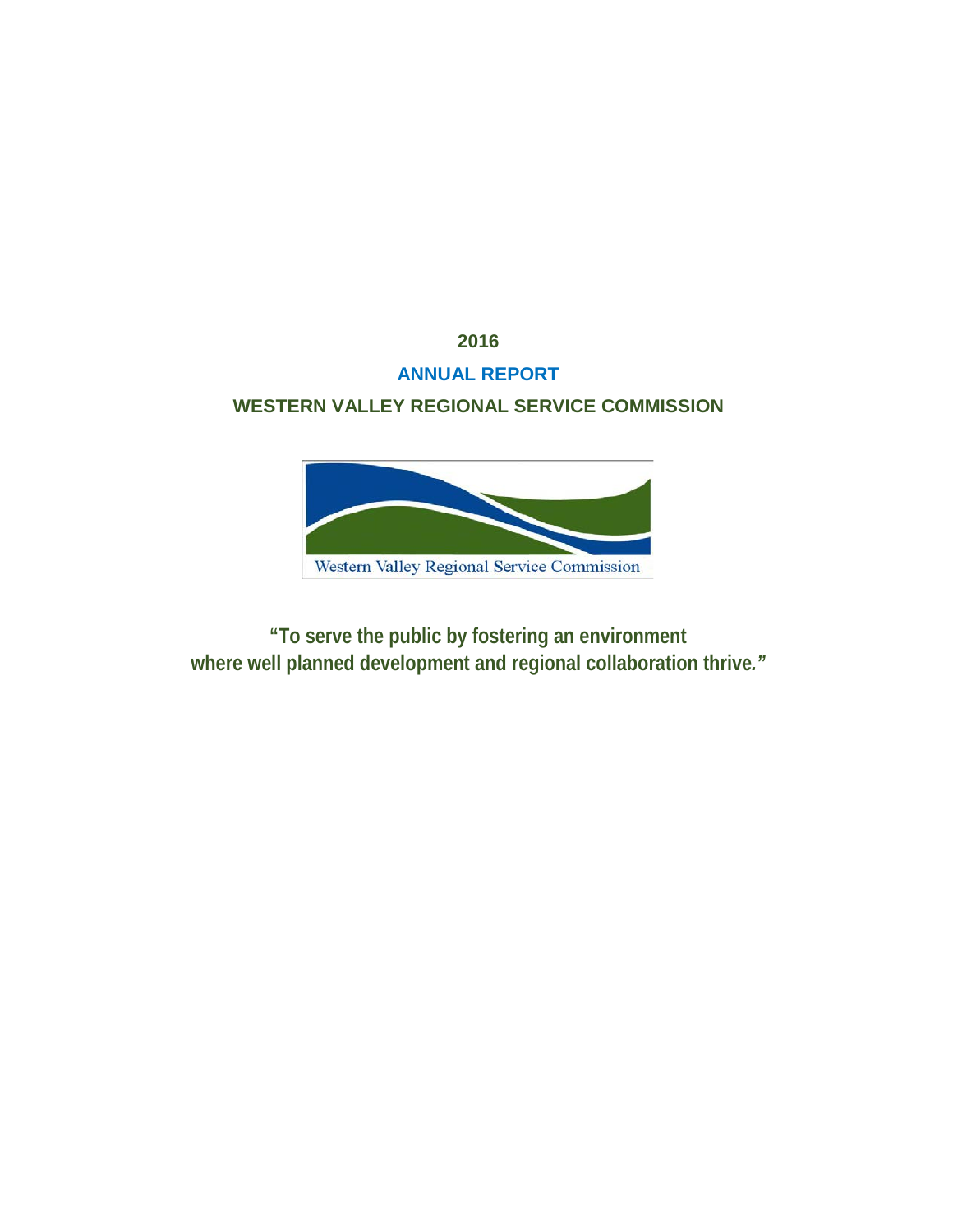# 2016

## ANNUAL REPORT

## WESTERN VALLEY REGIONAL SERVICE COMMISSION

Western Valley Regional Service Commission

**"To serve the public by fostering an environment where well planned development and regional collaboration thrive."**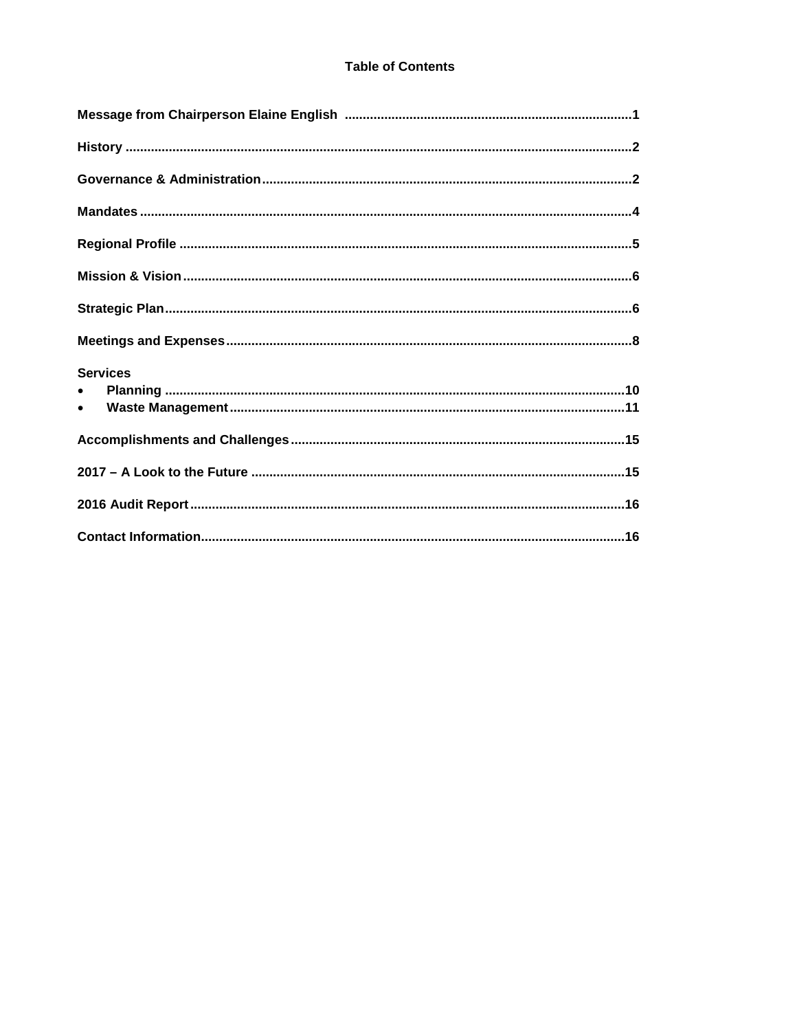# Table of Contents

**Message from Chairperson Elaine English** ............................................................................1

**History** ........................................................................................................................................2

**Governance & Administration**.....................................................................................................2

**Mandates** ....................................................................................................................................4

**Regional Profile** ..........................................................................................................................5

**Mission & Vision**..........................................................................................................................6

**Strategic Plan**..............................................................................................................................6

**Meetings and Expenses**...............................................................................................................8

**Services**

- **Planning** ...........................................................................................................................10
- **Waste Management**.............................................................................................................11

**Accomplishments and Challenges**...........................................................................................15

**2017 – A Look to the Future** ......................................................................................................15

**2016 Audit Report**.......................................................................................................................16

**Contact Information**....................................................................................................................16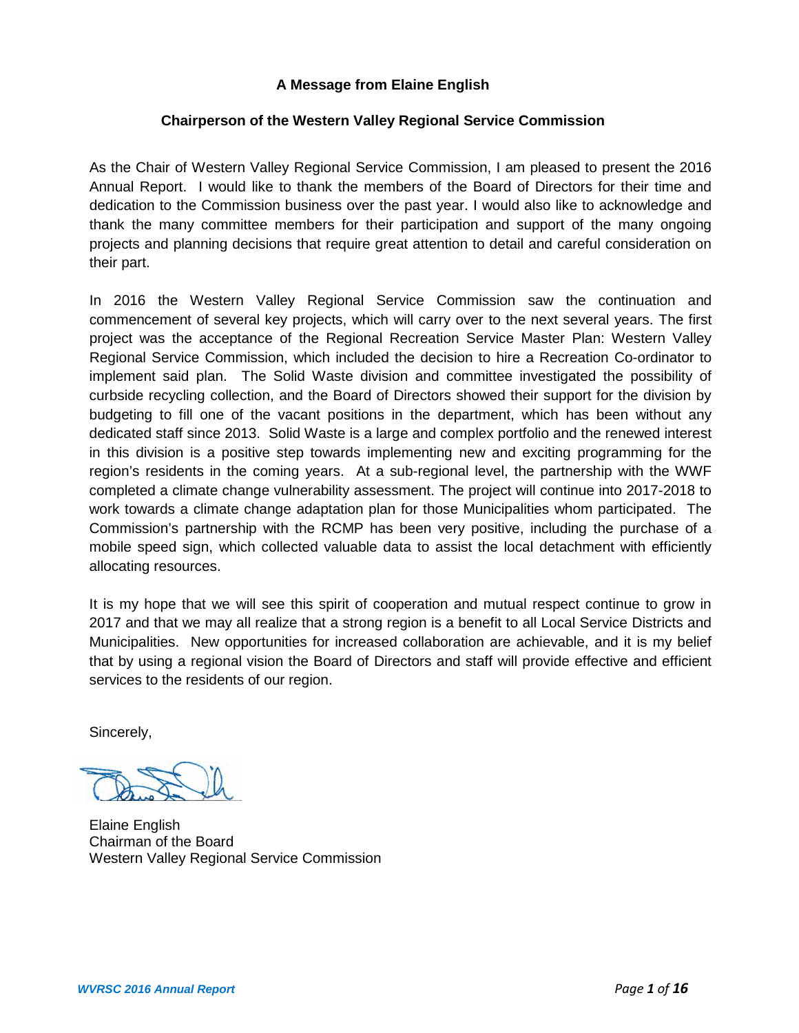**A Message from Elaine English**

**Chairperson of the Western Valley Regional Service Commission**

As the Chair of Western Valley Regional Service Commission, I am pleased to present the 2016 Annual Report. I would like to thank the members of the Board of Directors for their time and dedication to the Commission business over the past year. I would also like to acknowledge and thank the many committee members for their participation and support of the many ongoing projects and planning decisions that require great attention to detail and careful consideration on their part.

In 2016 the Western Valley Regional Service Commission saw the continuation and commencement of several key projects, which will carry over to the next several years. The first project was the acceptance of the Regional Recreation Service Master Plan: Western Valley Regional Service Commission, which included the decision to hire a Recreation Co-ordinator to implement said plan. The Solid Waste division and committee investigated the possibility of curbside recycling collection, and the Board of Directors showed their support for the division by budgeting to fill one of the vacant positions in the department, which has been without any dedicated staff since 2013. Solid Waste is a large and complex portfolio and the renewed interest in this division is a positive step towards implementing new and exciting programming for the region's residents in the coming years. At a sub-regional level, the partnership with the WWF completed a climate change vulnerability assessment. The project will continue into 2017-2018 to work towards a climate change adaptation plan for those Municipalities whom participated. The Commission's partnership with the RCMP has been very positive, including the purchase of a mobile speed sign, which collected valuable data to assist the local detachment with efficiently allocating resources.

It is my hope that we will see this spirit of cooperation and mutual respect continue to grow in 2017 and that we may all realize that a strong region is a benefit to all Local Service Districts and Municipalities. New opportunities for increased collaboration are achievable, and it is my belief that by using a regional vision the Board of Directors and staff will provide effective and efficient services to the residents of our region.

Sincerely,

Elaine English
Chairman of the Board
Western Valley Regional Service Commission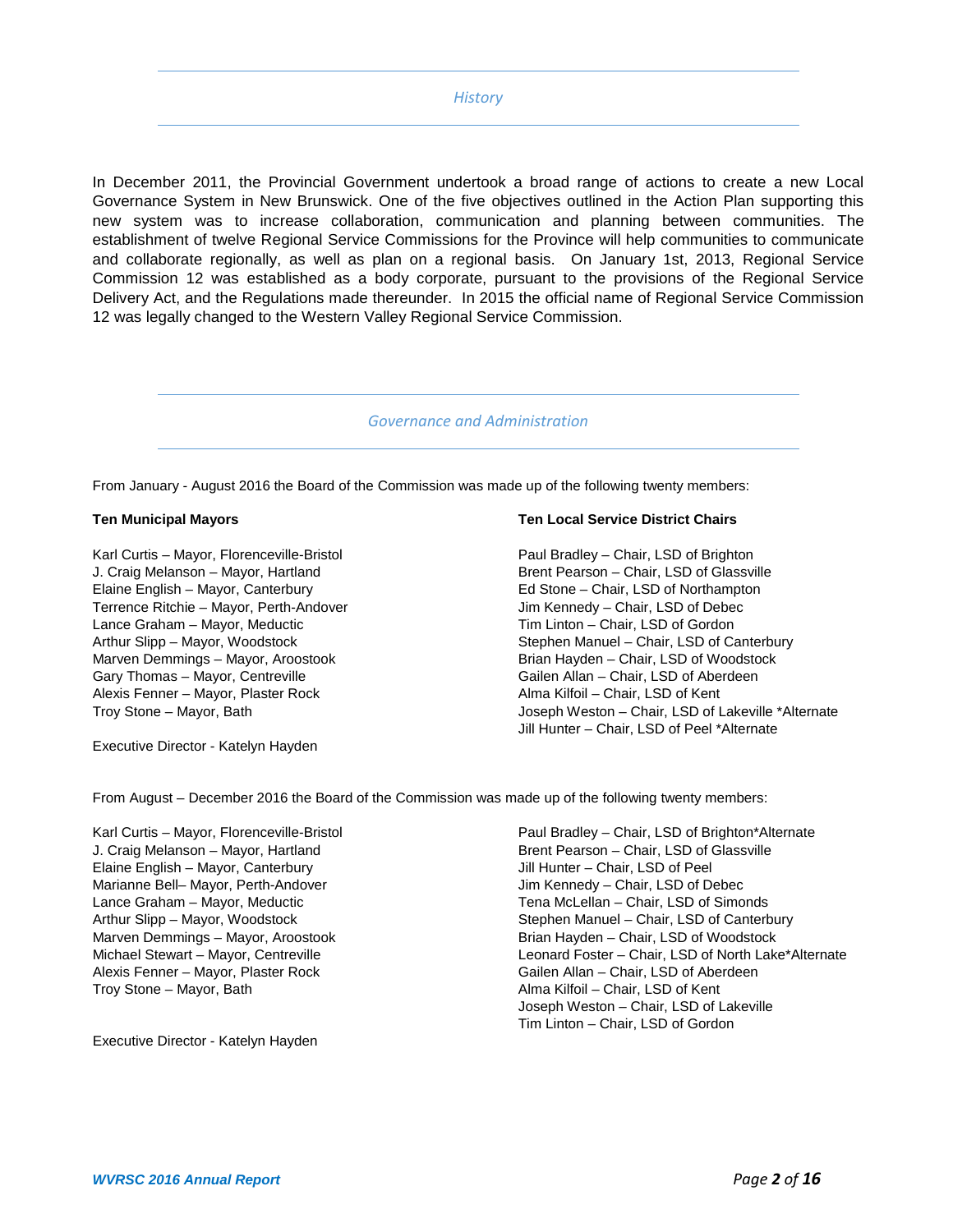## *History*

In December 2011, the Provincial Government undertook a broad range of actions to create a new Local Governance System in New Brunswick. One of the five objectives outlined in the Action Plan supporting this new system was to increase collaboration, communication and planning between communities. The establishment of twelve Regional Service Commissions for the Province will help communities to communicate and collaborate regionally, as well as plan on a regional basis. On January 1st, 2013, Regional Service Commission 12 was established as a body corporate, pursuant to the provisions of the Regional Service Delivery Act, and the Regulations made thereunder. In 2015 the official name of Regional Service Commission 12 was legally changed to the Western Valley Regional Service Commission.

## *Governance and Administration*

From January - August 2016 the Board of the Commission was made up of the following twenty members:

**Ten Municipal Mayors**

Karl Curtis – Mayor, Florenceville-Bristol
J. Craig Melanson – Mayor, Hartland
Elaine English – Mayor, Canterbury
Terrence Ritchie – Mayor, Perth-Andover
Lance Graham – Mayor, Meductic
Arthur Slipp – Mayor, Woodstock
Marven Demmings – Mayor, Aroostook
Gary Thomas – Mayor, Centreville
Alexis Fenner – Mayor, Plaster Rock
Troy Stone – Mayor, Bath

Executive Director - Katelyn Hayden

**Ten Local Service District Chairs**

Paul Bradley – Chair, LSD of Brighton
Brent Pearson – Chair, LSD of Glassville
Ed Stone – Chair, LSD of Northampton
Jim Kennedy – Chair, LSD of Debec
Tim Linton – Chair, LSD of Gordon
Stephen Manuel – Chair, LSD of Canterbury
Brian Hayden – Chair, LSD of Woodstock
Gailen Allan – Chair, LSD of Aberdeen
Alma Kilfoil – Chair, LSD of Kent
Joseph Weston – Chair, LSD of Lakeville *Alternate
Jill Hunter – Chair, LSD of Peel *Alternate

From August – December 2016 the Board of the Commission was made up of the following twenty members:

Karl Curtis – Mayor, Florenceville-Bristol
J. Craig Melanson – Mayor, Hartland
Elaine English – Mayor, Canterbury
Marianne Bell– Mayor, Perth-Andover
Lance Graham – Mayor, Meductic
Arthur Slipp – Mayor, Woodstock
Marven Demmings – Mayor, Aroostook
Michael Stewart – Mayor, Centreville
Alexis Fenner – Mayor, Plaster Rock
Troy Stone – Mayor, Bath

Executive Director - Katelyn Hayden

Paul Bradley – Chair, LSD of Brighton*Alternate
Brent Pearson – Chair, LSD of Glassville
Jill Hunter – Chair, LSD of Peel
Jim Kennedy – Chair, LSD of Debec
Tena McLellan – Chair, LSD of Simonds
Stephen Manuel – Chair, LSD of Canterbury
Brian Hayden – Chair, LSD of Woodstock
Leonard Foster – Chair, LSD of North Lake*Alternate
Gailen Allan – Chair, LSD of Aberdeen
Alma Kilfoil – Chair, LSD of Kent
Joseph Weston – Chair, LSD of Lakeville
Tim Linton – Chair, LSD of Gordon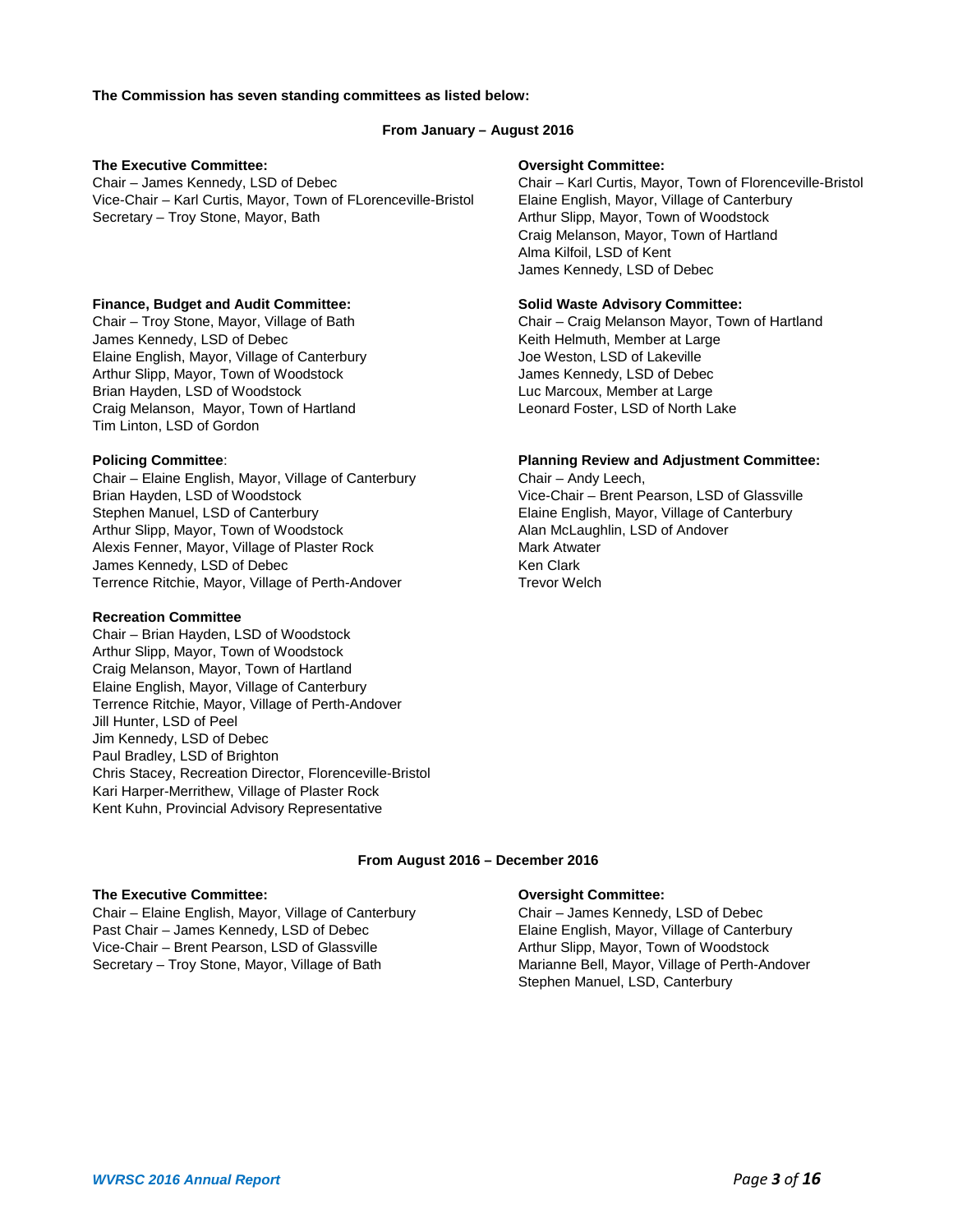**The Commission has seven standing committees as listed below:**

**From January – August 2016**

**The Executive Committee:**
Chair – James Kennedy, LSD of Debec
Vice-Chair – Karl Curtis, Mayor, Town of FLorenceville-Bristol
Secretary – Troy Stone, Mayor, Bath

**Oversight Committee:**
Chair – Karl Curtis, Mayor, Town of Florenceville-Bristol
Elaine English, Mayor, Village of Canterbury
Arthur Slipp, Mayor, Town of Woodstock
Craig Melanson, Mayor, Town of Hartland
Alma Kilfoil, LSD of Kent
James Kennedy, LSD of Debec

**Finance, Budget and Audit Committee:**
Chair – Troy Stone, Mayor, Village of Bath
James Kennedy, LSD of Debec
Elaine English, Mayor, Village of Canterbury
Arthur Slipp, Mayor, Town of Woodstock
Brian Hayden, LSD of Woodstock
Craig Melanson, Mayor, Town of Hartland
Tim Linton, LSD of Gordon

**Solid Waste Advisory Committee:**
Chair – Craig Melanson Mayor, Town of Hartland
Keith Helmuth, Member at Large
Joe Weston, LSD of Lakeville
James Kennedy, LSD of Debec
Luc Marcoux, Member at Large
Leonard Foster, LSD of North Lake

**Policing Committee**:
Chair – Elaine English, Mayor, Village of Canterbury
Brian Hayden, LSD of Woodstock
Stephen Manuel, LSD of Canterbury
Arthur Slipp, Mayor, Town of Woodstock
Alexis Fenner, Mayor, Village of Plaster Rock
James Kennedy, LSD of Debec
Terrence Ritchie, Mayor, Village of Perth-Andover

**Planning Review and Adjustment Committee:**
Chair – Andy Leech,
Vice-Chair – Brent Pearson, LSD of Glassville
Elaine English, Mayor, Village of Canterbury
Alan McLaughlin, LSD of Andover
Mark Atwater
Ken Clark
Trevor Welch

**Recreation Committee**
Chair – Brian Hayden, LSD of Woodstock
Arthur Slipp, Mayor, Town of Woodstock
Craig Melanson, Mayor, Town of Hartland
Elaine English, Mayor, Village of Canterbury
Terrence Ritchie, Mayor, Village of Perth-Andover
Jill Hunter, LSD of Peel
Jim Kennedy, LSD of Debec
Paul Bradley, LSD of Brighton
Chris Stacey, Recreation Director, Florenceville-Bristol
Kari Harper-Merrithew, Village of Plaster Rock
Kent Kuhn, Provincial Advisory Representative

**From August 2016 – December 2016**

**The Executive Committee:**
Chair – Elaine English, Mayor, Village of Canterbury
Past Chair – James Kennedy, LSD of Debec
Vice-Chair – Brent Pearson, LSD of Glassville
Secretary – Troy Stone, Mayor, Village of Bath

**Oversight Committee:**
Chair – James Kennedy, LSD of Debec
Elaine English, Mayor, Village of Canterbury
Arthur Slipp, Mayor, Town of Woodstock
Marianne Bell, Mayor, Village of Perth-Andover
Stephen Manuel, LSD, Canterbury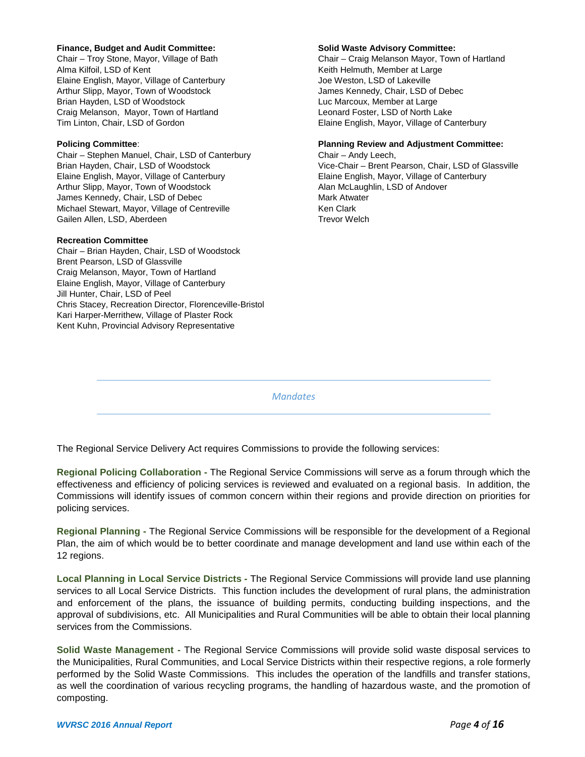**Finance, Budget and Audit Committee:**
Chair – Troy Stone, Mayor, Village of Bath
Alma Kilfoil, LSD of Kent
Elaine English, Mayor, Village of Canterbury
Arthur Slipp, Mayor, Town of Woodstock
Brian Hayden, LSD of Woodstock
Craig Melanson, Mayor, Town of Hartland
Tim Linton, Chair, LSD of Gordon

**Policing Committee**:
Chair – Stephen Manuel, Chair, LSD of Canterbury
Brian Hayden, Chair, LSD of Woodstock
Elaine English, Mayor, Village of Canterbury
Arthur Slipp, Mayor, Town of Woodstock
James Kennedy, Chair, LSD of Debec
Michael Stewart, Mayor, Village of Centreville
Gailen Allen, LSD, Aberdeen

**Recreation Committee**
Chair – Brian Hayden, Chair, LSD of Woodstock
Brent Pearson, LSD of Glassville
Craig Melanson, Mayor, Town of Hartland
Elaine English, Mayor, Village of Canterbury
Jill Hunter, Chair, LSD of Peel
Chris Stacey, Recreation Director, Florenceville-Bristol
Kari Harper-Merrithew, Village of Plaster Rock
Kent Kuhn, Provincial Advisory Representative

**Solid Waste Advisory Committee:**
Chair – Craig Melanson Mayor, Town of Hartland
Keith Helmuth, Member at Large
Joe Weston, LSD of Lakeville
James Kennedy, Chair, LSD of Debec
Luc Marcoux, Member at Large
Leonard Foster, LSD of North Lake
Elaine English, Mayor, Village of Canterbury

**Planning Review and Adjustment Committee:**
Chair – Andy Leech,
Vice-Chair – Brent Pearson, Chair, LSD of Glassville
Elaine English, Mayor, Village of Canterbury
Alan McLaughlin, LSD of Andover
Mark Atwater
Ken Clark
Trevor Welch

## *Mandates*

The Regional Service Delivery Act requires Commissions to provide the following services:

**Regional Policing Collaboration -** The Regional Service Commissions will serve as a forum through which the effectiveness and efficiency of policing services is reviewed and evaluated on a regional basis. In addition, the Commissions will identify issues of common concern within their regions and provide direction on priorities for policing services.

**Regional Planning -** The Regional Service Commissions will be responsible for the development of a Regional Plan, the aim of which would be to better coordinate and manage development and land use within each of the 12 regions.

**Local Planning in Local Service Districts -** The Regional Service Commissions will provide land use planning services to all Local Service Districts. This function includes the development of rural plans, the administration and enforcement of the plans, the issuance of building permits, conducting building inspections, and the approval of subdivisions, etc. All Municipalities and Rural Communities will be able to obtain their local planning services from the Commissions.

**Solid Waste Management -** The Regional Service Commissions will provide solid waste disposal services to the Municipalities, Rural Communities, and Local Service Districts within their respective regions, a role formerly performed by the Solid Waste Commissions. This includes the operation of the landfills and transfer stations, as well the coordination of various recycling programs, the handling of hazardous waste, and the promotion of composting.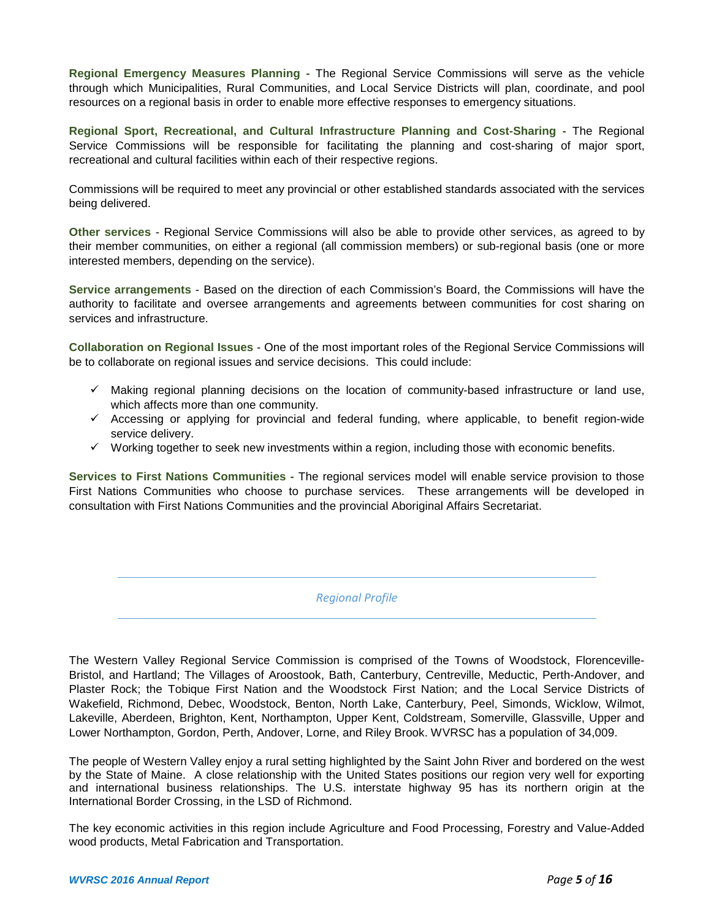**Regional Emergency Measures Planning -** The Regional Service Commissions will serve as the vehicle through which Municipalities, Rural Communities, and Local Service Districts will plan, coordinate, and pool resources on a regional basis in order to enable more effective responses to emergency situations.

**Regional Sport, Recreational, and Cultural Infrastructure Planning and Cost-Sharing -** The Regional Service Commissions will be responsible for facilitating the planning and cost-sharing of major sport, recreational and cultural facilities within each of their respective regions.

Commissions will be required to meet any provincial or other established standards associated with the services being delivered.

**Other services** - Regional Service Commissions will also be able to provide other services, as agreed to by their member communities, on either a regional (all commission members) or sub-regional basis (one or more interested members, depending on the service).

**Service arrangements** - Based on the direction of each Commission's Board, the Commissions will have the authority to facilitate and oversee arrangements and agreements between communities for cost sharing on services and infrastructure.

**Collaboration on Regional Issues** - One of the most important roles of the Regional Service Commissions will be to collaborate on regional issues and service decisions. This could include:

- ✓ Making regional planning decisions on the location of community-based infrastructure or land use, which affects more than one community.
- ✓ Accessing or applying for provincial and federal funding, where applicable, to benefit region-wide service delivery.
- ✓ Working together to seek new investments within a region, including those with economic benefits.

**Services to First Nations Communities -** The regional services model will enable service provision to those First Nations Communities who choose to purchase services. These arrangements will be developed in consultation with First Nations Communities and the provincial Aboriginal Affairs Secretariat.

## *Regional Profile*

The Western Valley Regional Service Commission is comprised of the Towns of Woodstock, Florenceville-Bristol, and Hartland; The Villages of Aroostook, Bath, Canterbury, Centreville, Meductic, Perth-Andover, and Plaster Rock; the Tobique First Nation and the Woodstock First Nation; and the Local Service Districts of Wakefield, Richmond, Debec, Woodstock, Benton, North Lake, Canterbury, Peel, Simonds, Wicklow, Wilmot, Lakeville, Aberdeen, Brighton, Kent, Northampton, Upper Kent, Coldstream, Somerville, Glassville, Upper and Lower Northampton, Gordon, Perth, Andover, Lorne, and Riley Brook. WVRSC has a population of 34,009.

The people of Western Valley enjoy a rural setting highlighted by the Saint John River and bordered on the west by the State of Maine. A close relationship with the United States positions our region very well for exporting and international business relationships. The U.S. interstate highway 95 has its northern origin at the International Border Crossing, in the LSD of Richmond.

The key economic activities in this region include Agriculture and Food Processing, Forestry and Value-Added wood products, Metal Fabrication and Transportation.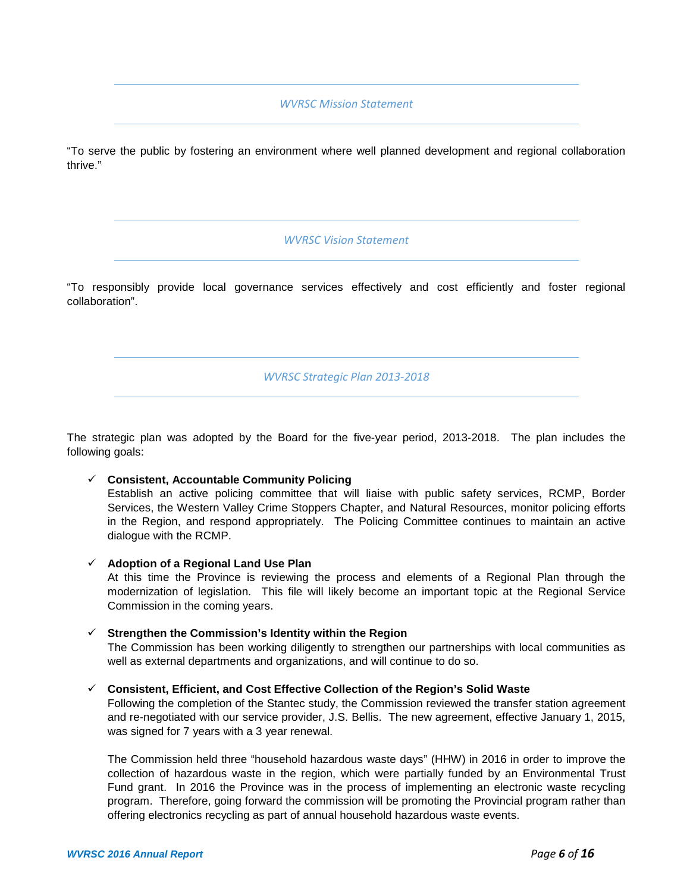## *WVRSC Mission Statement*

"To serve the public by fostering an environment where well planned development and regional collaboration thrive."

## *WVRSC Vision Statement*

"To responsibly provide local governance services effectively and cost efficiently and foster regional collaboration".

## *WVRSC Strategic Plan 2013-2018*

The strategic plan was adopted by the Board for the five-year period, 2013-2018. The plan includes the following goals:

- ✓ **Consistent, Accountable Community Policing**
  Establish an active policing committee that will liaise with public safety services, RCMP, Border Services, the Western Valley Crime Stoppers Chapter, and Natural Resources, monitor policing efforts in the Region, and respond appropriately. The Policing Committee continues to maintain an active dialogue with the RCMP.

- ✓ **Adoption of a Regional Land Use Plan**
  At this time the Province is reviewing the process and elements of a Regional Plan through the modernization of legislation. This file will likely become an important topic at the Regional Service Commission in the coming years.

- ✓ **Strengthen the Commission's Identity within the Region**
  The Commission has been working diligently to strengthen our partnerships with local communities as well as external departments and organizations, and will continue to do so.

- ✓ **Consistent, Efficient, and Cost Effective Collection of the Region's Solid Waste**
  Following the completion of the Stantec study, the Commission reviewed the transfer station agreement and re-negotiated with our service provider, J.S. Bellis. The new agreement, effective January 1, 2015, was signed for 7 years with a 3 year renewal.

  The Commission held three "household hazardous waste days" (HHW) in 2016 in order to improve the collection of hazardous waste in the region, which were partially funded by an Environmental Trust Fund grant. In 2016 the Province was in the process of implementing an electronic waste recycling program. Therefore, going forward the commission will be promoting the Provincial program rather than offering electronics recycling as part of annual household hazardous waste events.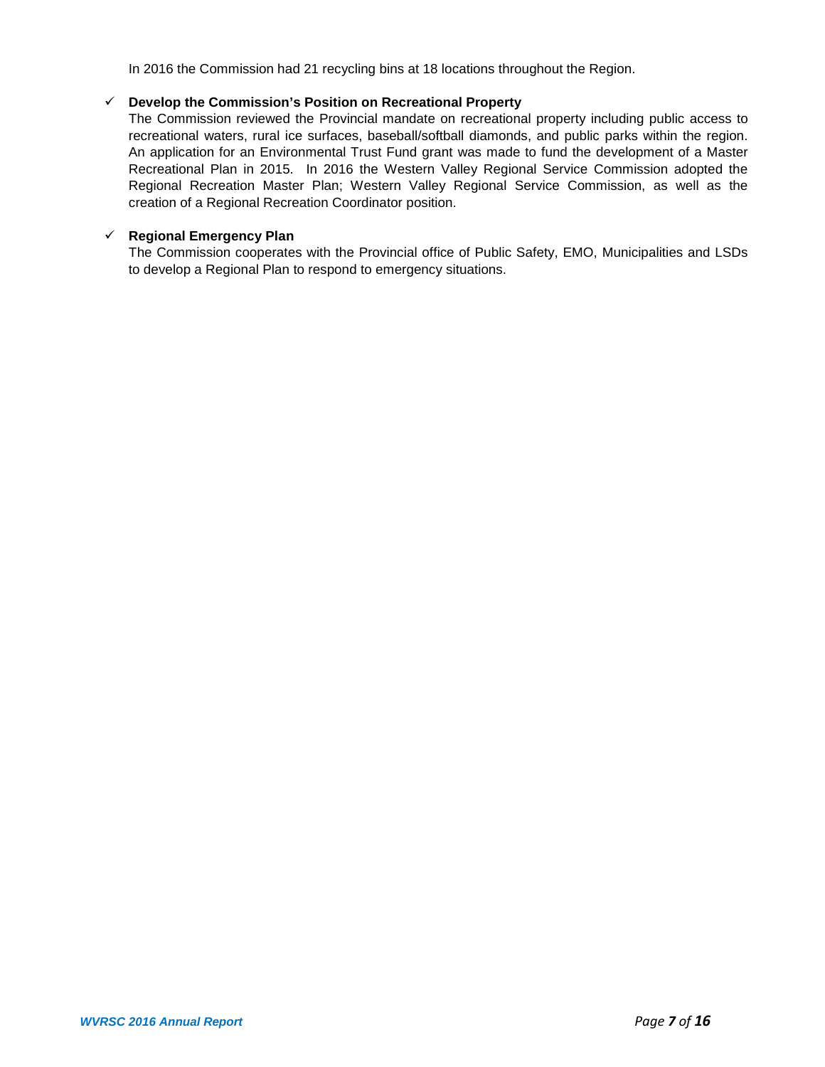In 2016 the Commission had 21 recycling bins at 18 locations throughout the Region.

- ✓ **Develop the Commission's Position on Recreational Property**
  The Commission reviewed the Provincial mandate on recreational property including public access to recreational waters, rural ice surfaces, baseball/softball diamonds, and public parks within the region. An application for an Environmental Trust Fund grant was made to fund the development of a Master Recreational Plan in 2015. In 2016 the Western Valley Regional Service Commission adopted the Regional Recreation Master Plan; Western Valley Regional Service Commission, as well as the creation of a Regional Recreation Coordinator position.

- ✓ **Regional Emergency Plan**
  The Commission cooperates with the Provincial office of Public Safety, EMO, Municipalities and LSDs to develop a Regional Plan to respond to emergency situations.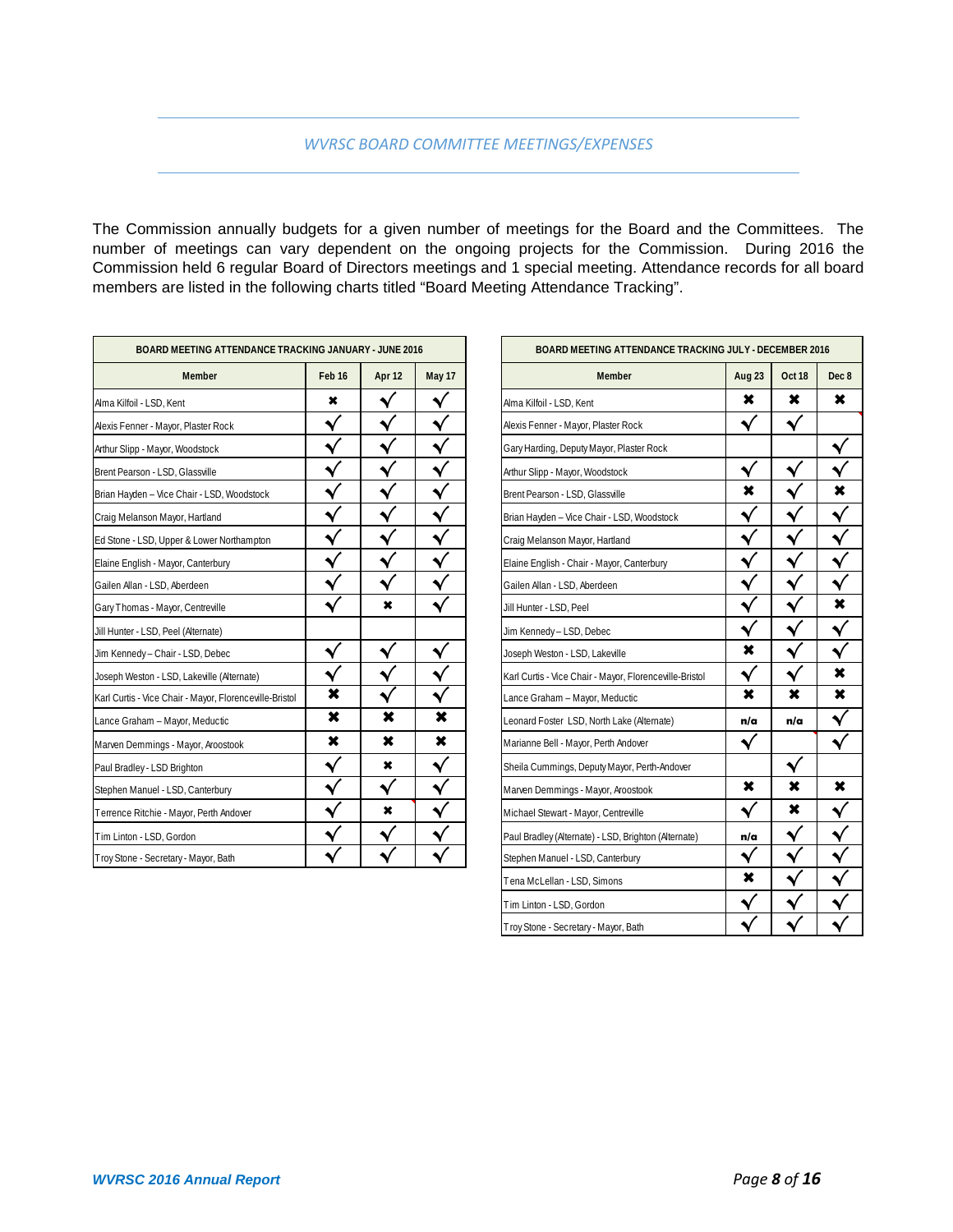## WVRSC BOARD COMMITTEE MEETINGS/EXPENSES

The Commission annually budgets for a given number of meetings for the Board and the Committees. The number of meetings can vary dependent on the ongoing projects for the Commission. During 2016 the Commission held 6 regular Board of Directors meetings and 1 special meeting. Attendance records for all board members are listed in the following charts titled "Board Meeting Attendance Tracking".

**BOARD MEETING ATTENDANCE TRACKING JANUARY - JUNE 2016**

| Member | Feb 16 | Apr 12 | May 17 |
|---|---|---|---|
| Alma Kilfoil - LSD, Kent | ✖ | ✓ | ✓ |
| Alexis Fenner - Mayor, Plaster Rock | ✓ | ✓ | ✓ |
| Arthur Slipp - Mayor, Woodstock | ✓ | ✓ | ✓ |
| Brent Pearson - LSD, Glassville | ✓ | ✓ | ✓ |
| Brian Hayden – Vice Chair - LSD, Woodstock | ✓ | ✓ | ✓ |
| Craig Melanson Mayor, Hartland | ✓ | ✓ | ✓ |
| Ed Stone - LSD, Upper & Lower Northampton | ✓ | ✓ | ✓ |
| Elaine English - Mayor, Canterbury | ✓ | ✓ | ✓ |
| Gailen Allan - LSD, Aberdeen | ✓ | ✓ | ✓ |
| Gary Thomas - Mayor, Centreville | ✓ | ✖ | ✓ |
| Jill Hunter - LSD, Peel (Alternate) | | | |
| Jim Kennedy – Chair - LSD, Debec | ✓ | ✓ | ✓ |
| Joseph Weston - LSD, Lakeville (Alternate) | ✓ | ✓ | ✓ |
| Karl Curtis - Vice Chair - Mayor, Florenceville-Bristol | ✖ | ✓ | ✓ |
| Lance Graham – Mayor, Meductic | ✖ | ✖ | ✖ |
| Marven Demmings - Mayor, Aroostook | ✖ | ✖ | ✖ |
| Paul Bradley - LSD Brighton | ✓ | ✖ | ✓ |
| Stephen Manuel - LSD, Canterbury | ✓ | ✓ | ✓ |
| Terrence Ritchie - Mayor, Perth Andover | ✓ | ✖ | ✓ |
| Tim Linton - LSD, Gordon | ✓ | ✓ | ✓ |
| Troy Stone - Secretary - Mayor, Bath | ✓ | ✓ | ✓ |

**BOARD MEETING ATTENDANCE TRACKING JULY - DECEMBER 2016**

| Member | Aug 23 | Oct 18 | Dec 8 |
|---|---|---|---|
| Alma Kilfoil - LSD, Kent | ✖ | ✖ | ✖ |
| Alexis Fenner - Mayor, Plaster Rock | ✓ | ✓ | |
| Gary Harding, Deputy Mayor, Plaster Rock | | | ✓ |
| Arthur Slipp - Mayor, Woodstock | ✓ | ✓ | ✓ |
| Brent Pearson - LSD, Glassville | ✖ | ✓ | ✖ |
| Brian Hayden – Vice Chair - LSD, Woodstock | ✓ | ✓ | ✓ |
| Craig Melanson Mayor, Hartland | ✓ | ✓ | ✓ |
| Elaine English - Chair - Mayor, Canterbury | ✓ | ✓ | ✓ |
| Gailen Allan - LSD, Aberdeen | ✓ | ✓ | ✓ |
| Jill Hunter - LSD, Peel | ✓ | ✓ | ✖ |
| Jim Kennedy – LSD, Debec | ✓ | ✓ | ✓ |
| Joseph Weston - LSD, Lakeville | ✖ | ✓ | ✓ |
| Karl Curtis - Vice Chair - Mayor, Florenceville-Bristol | ✓ | ✓ | ✖ |
| Lance Graham – Mayor, Meductic | ✖ | ✖ | ✖ |
| Leonard Foster LSD, North Lake (Alternate) | n/a | n/a | ✓ |
| Marianne Bell - Mayor, Perth Andover | ✓ | | ✓ |
| Sheila Cummings, Deputy Mayor, Perth-Andover | | ✓ | |
| Marven Demmings - Mayor, Aroostook | ✖ | ✖ | ✖ |
| Michael Stewart - Mayor, Centreville | ✓ | ✖ | ✓ |
| Paul Bradley (Alternate) - LSD, Brighton (Alternate) | n/a | ✓ | ✓ |
| Stephen Manuel - LSD, Canterbury | ✓ | ✓ | ✓ |
| Tena McLellan - LSD, Simons | ✖ | ✓ | ✓ |
| Tim Linton - LSD, Gordon | ✓ | ✓ | ✓ |
| Troy Stone - Secretary - Mayor, Bath | ✓ | ✓ | ✓ |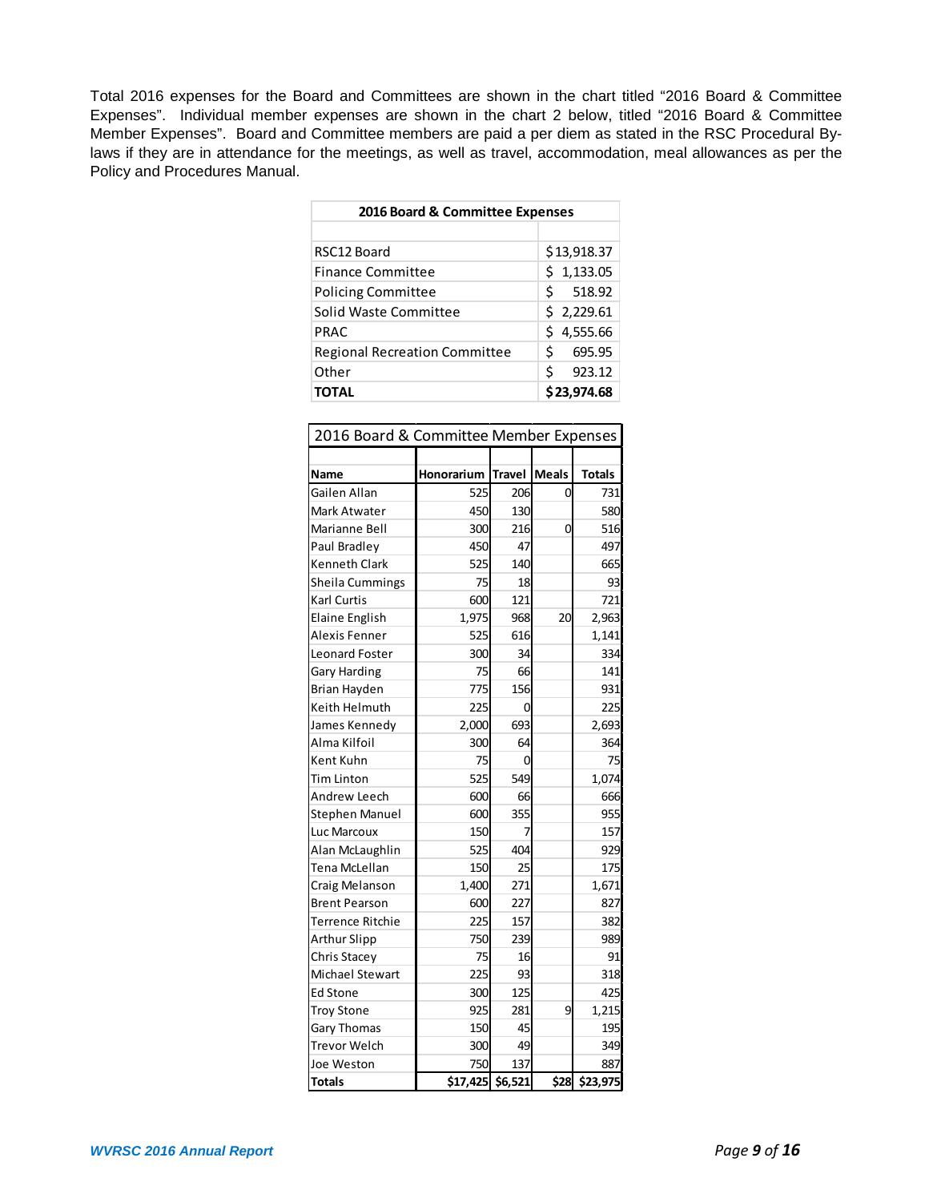Total 2016 expenses for the Board and Committees are shown in the chart titled "2016 Board & Committee Expenses". Individual member expenses are shown in the chart 2 below, titled "2016 Board & Committee Member Expenses". Board and Committee members are paid a per diem as stated in the RSC Procedural By-laws if they are in attendance for the meetings, as well as travel, accommodation, meal allowances as per the Policy and Procedures Manual.

| 2016 Board & Committee Expenses | |
|---|---|
| RSC12 Board | $13,918.37 |
| Finance Committee | $ 1,133.05 |
| Policing Committee | $ 518.92 |
| Solid Waste Committee | $ 2,229.61 |
| PRAC | $ 4,555.66 |
| Regional Recreation Committee | $ 695.95 |
| Other | $ 923.12 |
| **TOTAL** | **$23,974.68** |

2016 Board & Committee Member Expenses

| Name | Honorarium | Travel | Meals | Totals |
|---|---|---|---|---|
| Gailen Allan | 525 | 206 | 0 | 731 |
| Mark Atwater | 450 | 130 | | 580 |
| Marianne Bell | 300 | 216 | 0 | 516 |
| Paul Bradley | 450 | 47 | | 497 |
| Kenneth Clark | 525 | 140 | | 665 |
| Sheila Cummings | 75 | 18 | | 93 |
| Karl Curtis | 600 | 121 | | 721 |
| Elaine English | 1,975 | 968 | 20 | 2,963 |
| Alexis Fenner | 525 | 616 | | 1,141 |
| Leonard Foster | 300 | 34 | | 334 |
| Gary Harding | 75 | 66 | | 141 |
| Brian Hayden | 775 | 156 | | 931 |
| Keith Helmuth | 225 | 0 | | 225 |
| James Kennedy | 2,000 | 693 | | 2,693 |
| Alma Kilfoil | 300 | 64 | | 364 |
| Kent Kuhn | 75 | 0 | | 75 |
| Tim Linton | 525 | 549 | | 1,074 |
| Andrew Leech | 600 | 66 | | 666 |
| Stephen Manuel | 600 | 355 | | 955 |
| Luc Marcoux | 150 | 7 | | 157 |
| Alan McLaughlin | 525 | 404 | | 929 |
| Tena McLellan | 150 | 25 | | 175 |
| Craig Melanson | 1,400 | 271 | | 1,671 |
| Brent Pearson | 600 | 227 | | 827 |
| Terrence Ritchie | 225 | 157 | | 382 |
| Arthur Slipp | 750 | 239 | | 989 |
| Chris Stacey | 75 | 16 | | 91 |
| Michael Stewart | 225 | 93 | | 318 |
| Ed Stone | 300 | 125 | | 425 |
| Troy Stone | 925 | 281 | 9 | 1,215 |
| Gary Thomas | 150 | 45 | | 195 |
| Trevor Welch | 300 | 49 | | 349 |
| Joe Weston | 750 | 137 | | 887 |
| **Totals** | **$17,425** | **$6,521** | **$28** | **$23,975** |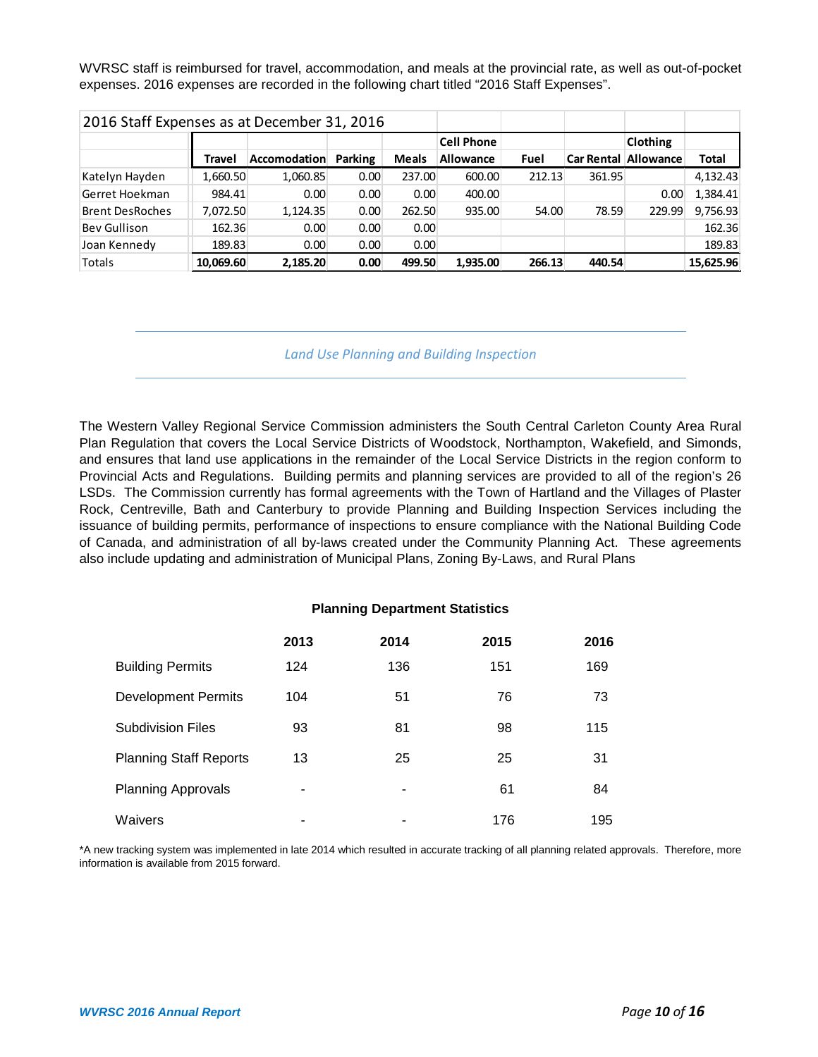WVRSC staff is reimbursed for travel, accommodation, and meals at the provincial rate, as well as out-of-pocket expenses. 2016 expenses are recorded in the following chart titled "2016 Staff Expenses".

| 2016 Staff Expenses as at December 31, 2016 | | | | | | | | | |
|---|---|---|---|---|---|---|---|---|---|
| | | | | | Cell Phone | | | Clothing | |
| | Travel | Accomodation | Parking | Meals | Allowance | Fuel | Car Rental | Allowance | Total |
| Katelyn Hayden | 1,660.50 | 1,060.85 | 0.00 | 237.00 | 600.00 | 212.13 | 361.95 | | 4,132.43 |
| Gerret Hoekman | 984.41 | 0.00 | 0.00 | 0.00 | 400.00 | | | 0.00 | 1,384.41 |
| Brent DesRoches | 7,072.50 | 1,124.35 | 0.00 | 262.50 | 935.00 | 54.00 | 78.59 | 229.99 | 9,756.93 |
| Bev Gullison | 162.36 | 0.00 | 0.00 | 0.00 | | | | | 162.36 |
| Joan Kennedy | 189.83 | 0.00 | 0.00 | 0.00 | | | | | 189.83 |
| Totals | **10,069.60** | **2,185.20** | **0.00** | **499.50** | **1,935.00** | **266.13** | **440.54** | | **15,625.96** |

## *Land Use Planning and Building Inspection*

The Western Valley Regional Service Commission administers the South Central Carleton County Area Rural Plan Regulation that covers the Local Service Districts of Woodstock, Northampton, Wakefield, and Simonds, and ensures that land use applications in the remainder of the Local Service Districts in the region conform to Provincial Acts and Regulations. Building permits and planning services are provided to all of the region's 26 LSDs. The Commission currently has formal agreements with the Town of Hartland and the Villages of Plaster Rock, Centreville, Bath and Canterbury to provide Planning and Building Inspection Services including the issuance of building permits, performance of inspections to ensure compliance with the National Building Code of Canada, and administration of all by-laws created under the Community Planning Act. These agreements also include updating and administration of Municipal Plans, Zoning By-Laws, and Rural Plans

**Planning Department Statistics**

| | 2013 | 2014 | 2015 | 2016 |
|---|---|---|---|---|
| Building Permits | 124 | 136 | 151 | 169 |
| Development Permits | 104 | 51 | 76 | 73 |
| Subdivision Files | 93 | 81 | 98 | 115 |
| Planning Staff Reports | 13 | 25 | 25 | 31 |
| Planning Approvals | - | - | 61 | 84 |
| Waivers | - | - | 176 | 195 |

*A new tracking system was implemented in late 2014 which resulted in accurate tracking of all planning related approvals. Therefore, more information is available from 2015 forward.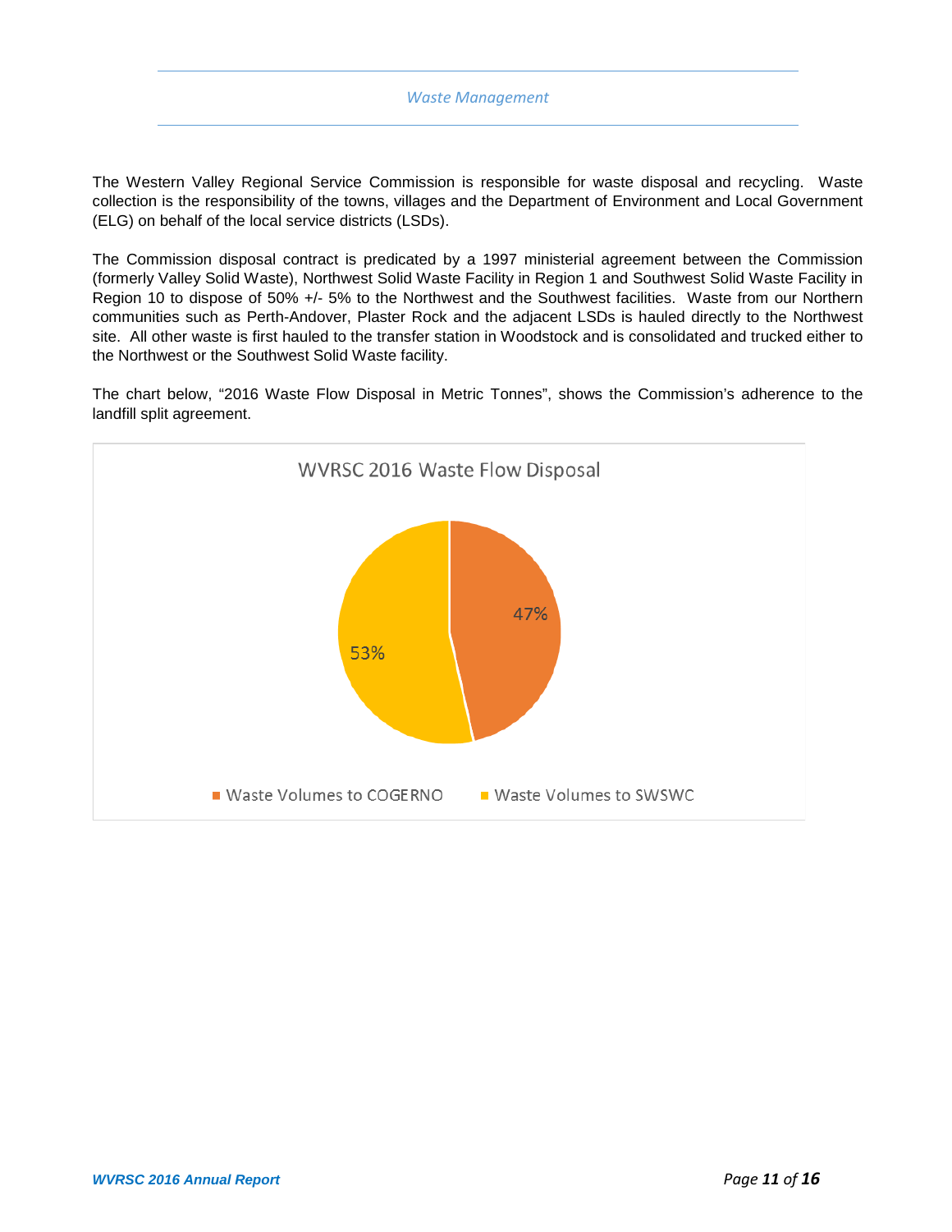## Waste Management

The Western Valley Regional Service Commission is responsible for waste disposal and recycling. Waste collection is the responsibility of the towns, villages and the Department of Environment and Local Government (ELG) on behalf of the local service districts (LSDs).

The Commission disposal contract is predicated by a 1997 ministerial agreement between the Commission (formerly Valley Solid Waste), Northwest Solid Waste Facility in Region 1 and Southwest Solid Waste Facility in Region 10 to dispose of 50% +/- 5% to the Northwest and the Southwest facilities. Waste from our Northern communities such as Perth-Andover, Plaster Rock and the adjacent LSDs is hauled directly to the Northwest site. All other waste is first hauled to the transfer station in Woodstock and is consolidated and trucked either to the Northwest or the Southwest Solid Waste facility.

The chart below, "2016 Waste Flow Disposal in Metric Tonnes", shows the Commission's adherence to the landfill split agreement.

**WVRSC 2016 Waste Flow Disposal**

| Destination | Share |
|---|---|
| Waste Volumes to COGERNO | 47% |
| Waste Volumes to SWSWC | 53% |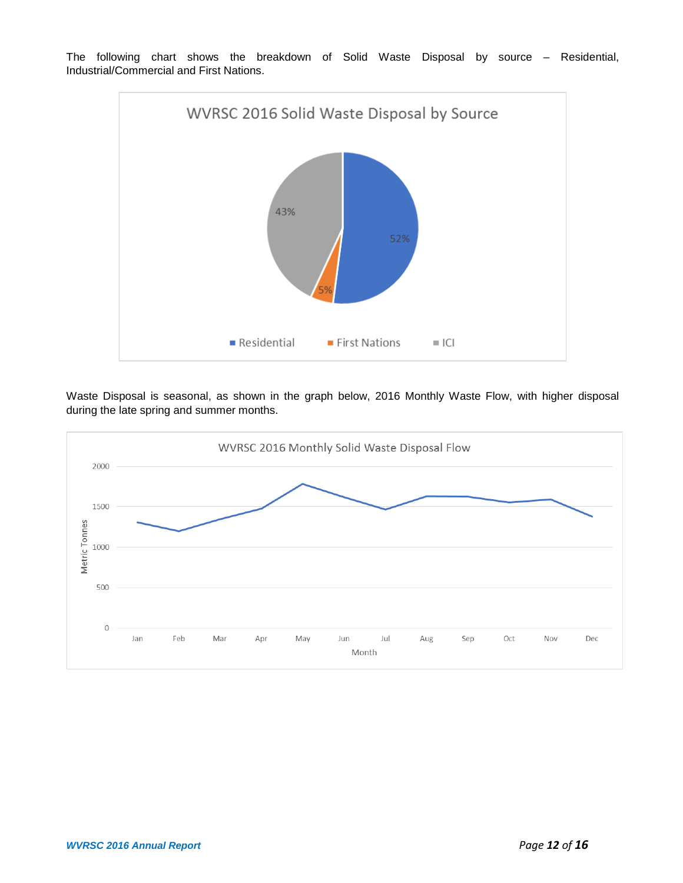The following chart shows the breakdown of Solid Waste Disposal by source – Residential, Industrial/Commercial and First Nations.

WVRSC 2016 Solid Waste Disposal by Source

| Source | Percentage |
| --- | --- |
| Residential | 52% |
| First Nations | 5% |
| ICI | 43% |

Waste Disposal is seasonal, as shown in the graph below, 2016 Monthly Waste Flow, with higher disposal during the late spring and summer months.

WVRSC 2016 Monthly Solid Waste Disposal Flow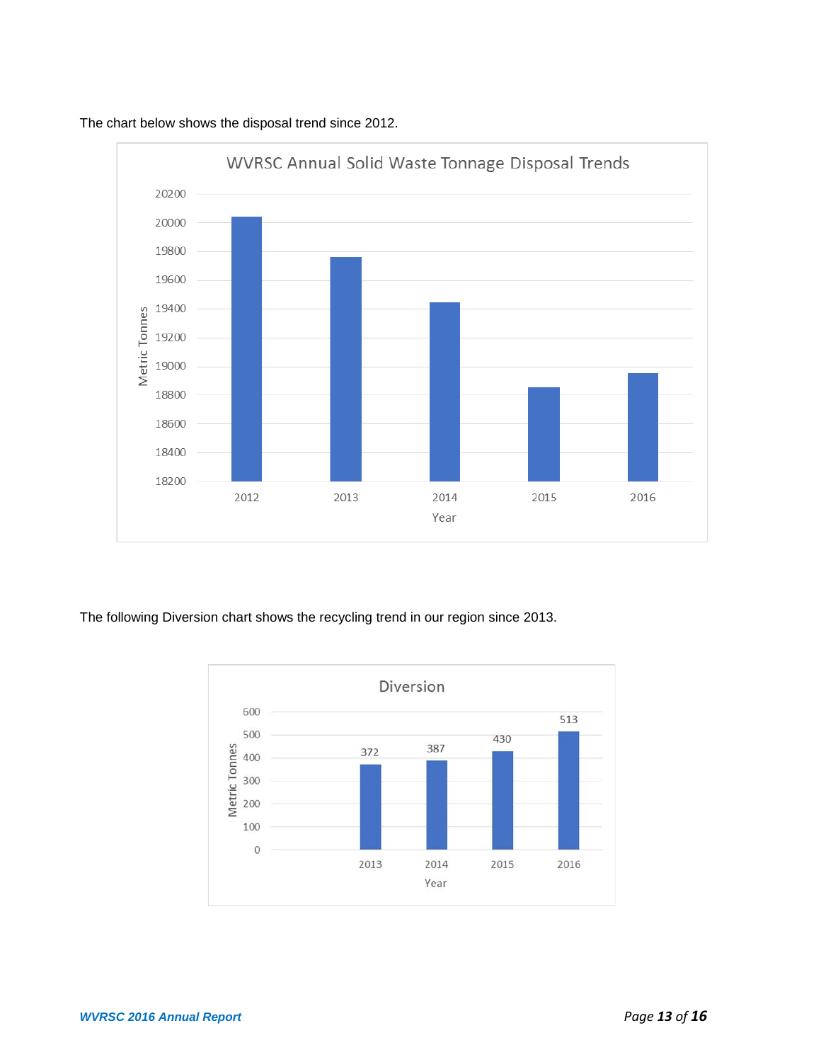The chart below shows the disposal trend since 2012.

The following Diversion chart shows the recycling trend in our region since 2013.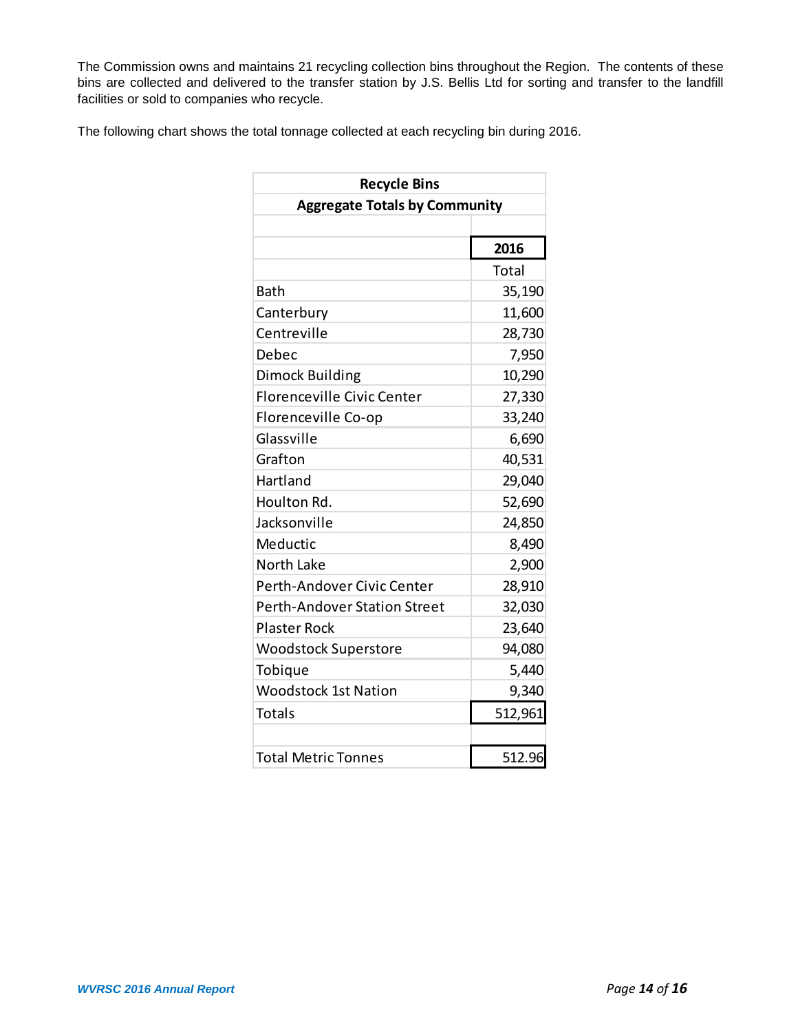The Commission owns and maintains 21 recycling collection bins throughout the Region. The contents of these bins are collected and delivered to the transfer station by J.S. Bellis Ltd for sorting and transfer to the landfill facilities or sold to companies who recycle.

The following chart shows the total tonnage collected at each recycling bin during 2016.

| Recycle Bins<br>Aggregate Totals by Community | |
|---|---|
| | **2016** |
| | Total |
| Bath | 35,190 |
| Canterbury | 11,600 |
| Centreville | 28,730 |
| Debec | 7,950 |
| Dimock Building | 10,290 |
| Florenceville Civic Center | 27,330 |
| Florenceville Co-op | 33,240 |
| Glassville | 6,690 |
| Grafton | 40,531 |
| Hartland | 29,040 |
| Houlton Rd. | 52,690 |
| Jacksonville | 24,850 |
| Meductic | 8,490 |
| North Lake | 2,900 |
| Perth-Andover Civic Center | 28,910 |
| Perth-Andover Station Street | 32,030 |
| Plaster Rock | 23,640 |
| Woodstock Superstore | 94,080 |
| Tobique | 5,440 |
| Woodstock 1st Nation | 9,340 |
| Totals | 512,961 |
| | |
| Total Metric Tonnes | 512.96 |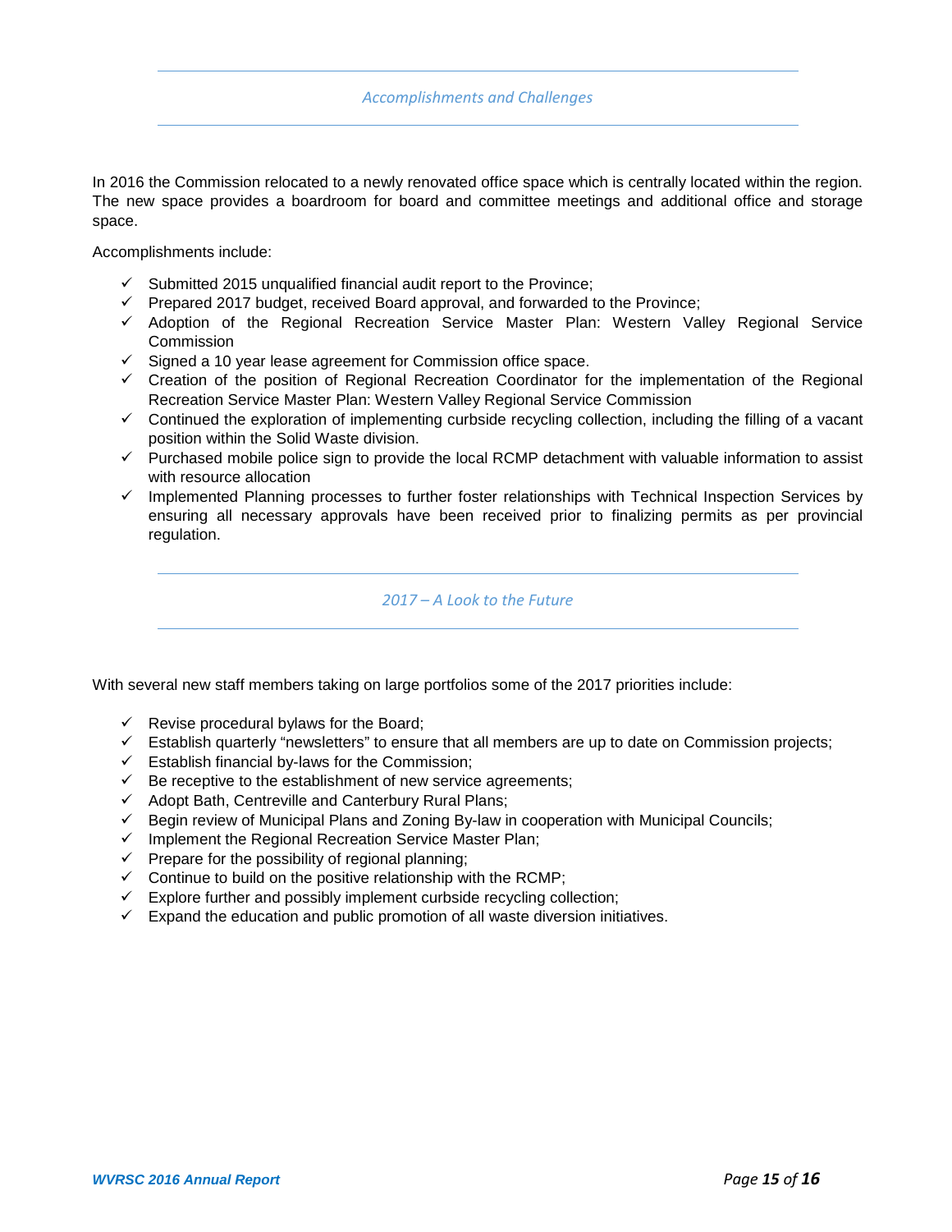## Accomplishments and Challenges

In 2016 the Commission relocated to a newly renovated office space which is centrally located within the region. The new space provides a boardroom for board and committee meetings and additional office and storage space.

Accomplishments include:

- ✓ Submitted 2015 unqualified financial audit report to the Province;
- ✓ Prepared 2017 budget, received Board approval, and forwarded to the Province;
- ✓ Adoption of the Regional Recreation Service Master Plan: Western Valley Regional Service Commission
- ✓ Signed a 10 year lease agreement for Commission office space.
- ✓ Creation of the position of Regional Recreation Coordinator for the implementation of the Regional Recreation Service Master Plan: Western Valley Regional Service Commission
- ✓ Continued the exploration of implementing curbside recycling collection, including the filling of a vacant position within the Solid Waste division.
- ✓ Purchased mobile police sign to provide the local RCMP detachment with valuable information to assist with resource allocation
- ✓ Implemented Planning processes to further foster relationships with Technical Inspection Services by ensuring all necessary approvals have been received prior to finalizing permits as per provincial regulation.

## 2017 – A Look to the Future

With several new staff members taking on large portfolios some of the 2017 priorities include:

- ✓ Revise procedural bylaws for the Board;
- ✓ Establish quarterly "newsletters" to ensure that all members are up to date on Commission projects;
- ✓ Establish financial by-laws for the Commission;
- ✓ Be receptive to the establishment of new service agreements;
- ✓ Adopt Bath, Centreville and Canterbury Rural Plans;
- ✓ Begin review of Municipal Plans and Zoning By-law in cooperation with Municipal Councils;
- ✓ Implement the Regional Recreation Service Master Plan;
- ✓ Prepare for the possibility of regional planning;
- ✓ Continue to build on the positive relationship with the RCMP;
- ✓ Explore further and possibly implement curbside recycling collection;
- ✓ Expand the education and public promotion of all waste diversion initiatives.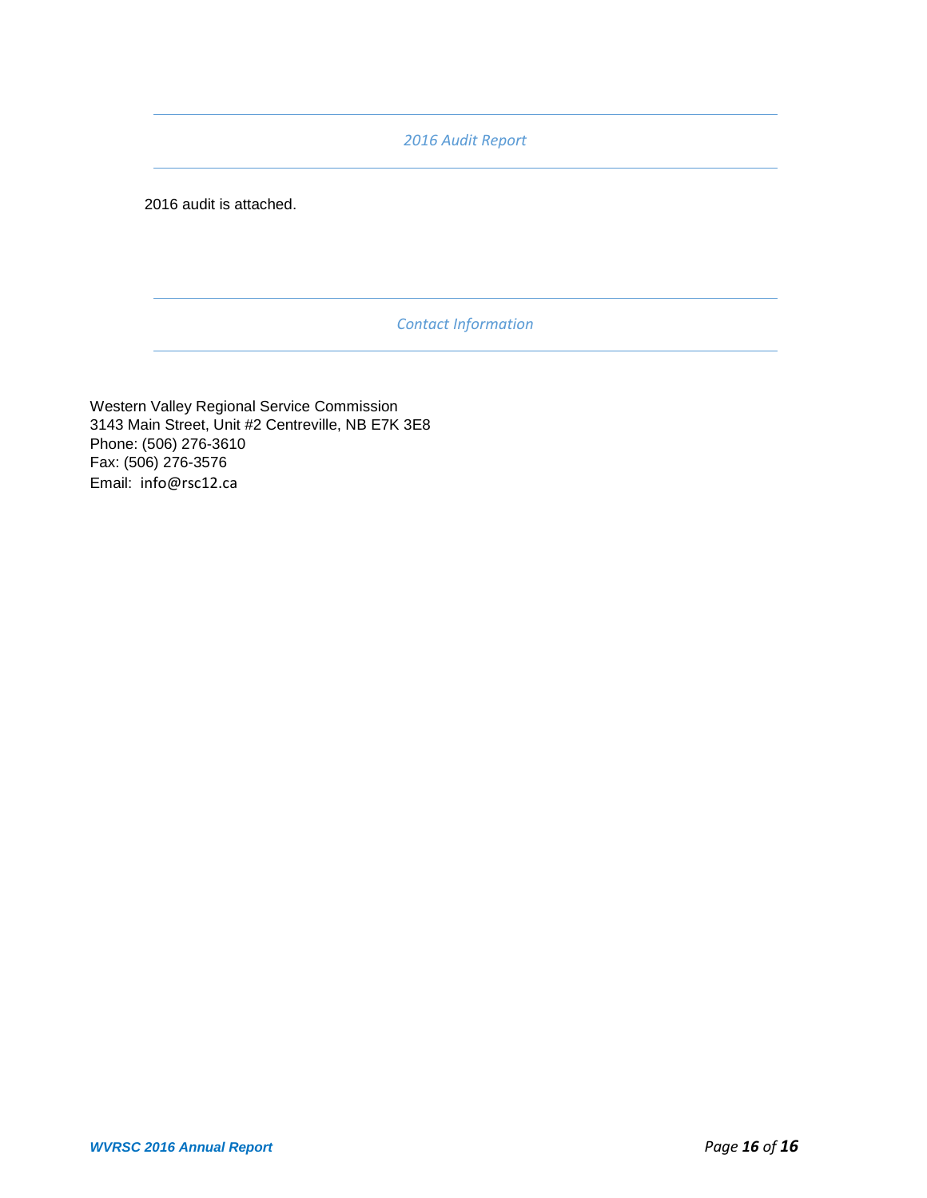## *2016 Audit Report*

2016 audit is attached.

## *Contact Information*

Western Valley Regional Service Commission
3143 Main Street, Unit #2 Centreville, NB E7K 3E8
Phone: (506) 276-3610
Fax: (506) 276-3576
Email: info@rsc12.ca